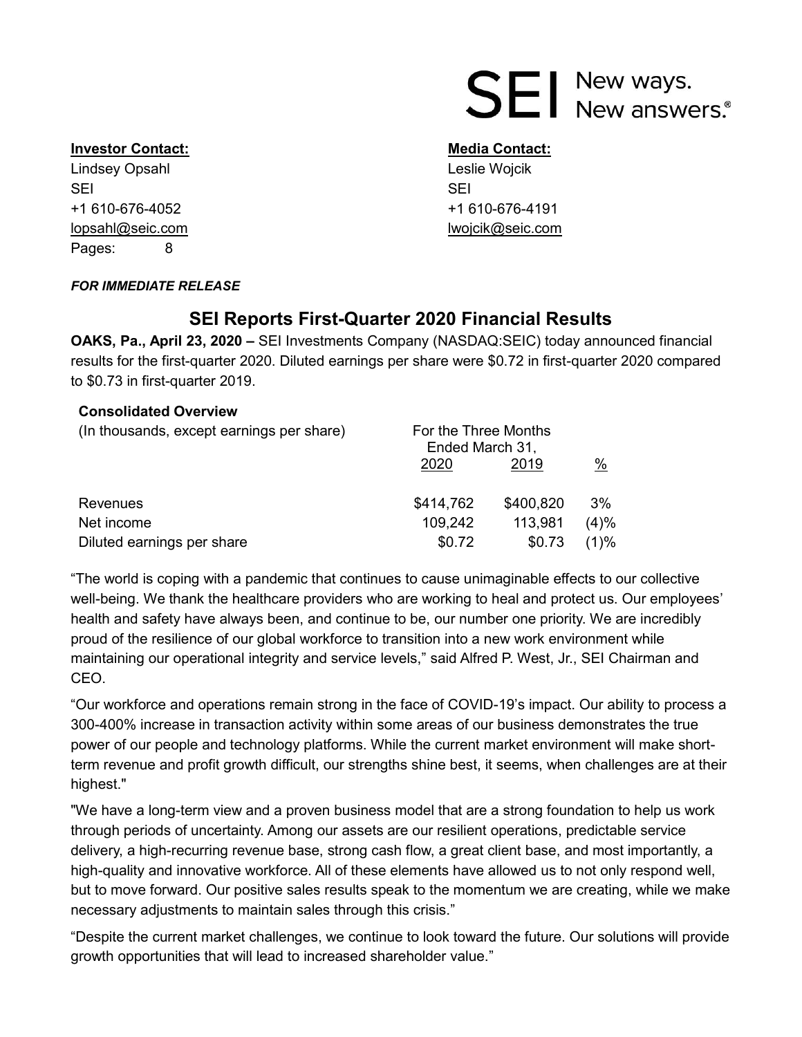SEI New ways. New answers.®

**Investor Contact:**
Lindsey Opsahl
SEI
+1 610-676-4052
lopsahl@seic.com
Pages: 8

**Media Contact:**
Leslie Wojcik
SEI
+1 610-676-4191
lwojcik@seic.com

***FOR IMMEDIATE RELEASE***

# SEI Reports First-Quarter 2020 Financial Results

**OAKS, Pa., April 23, 2020 –** SEI Investments Company (NASDAQ:SEIC) today announced financial results for the first-quarter 2020. Diluted earnings per share were $0.72 in first-quarter 2020 compared to $0.73 in first-quarter 2019.

**Consolidated Overview**

| (In thousands, except earnings per share) | For the Three Months Ended March 31, | | |
|---|---|---|---|
| | 2020 | 2019 | % |
| Revenues | $414,762 | $400,820 | 3% |
| Net income | 109,242 | 113,981 | (4)% |
| Diluted earnings per share | $0.72 | $0.73 | (1)% |

"The world is coping with a pandemic that continues to cause unimaginable effects to our collective well-being. We thank the healthcare providers who are working to heal and protect us. Our employees' health and safety have always been, and continue to be, our number one priority. We are incredibly proud of the resilience of our global workforce to transition into a new work environment while maintaining our operational integrity and service levels," said Alfred P. West, Jr., SEI Chairman and CEO.

"Our workforce and operations remain strong in the face of COVID-19's impact. Our ability to process a 300-400% increase in transaction activity within some areas of our business demonstrates the true power of our people and technology platforms. While the current market environment will make short-term revenue and profit growth difficult, our strengths shine best, it seems, when challenges are at their highest."

"We have a long-term view and a proven business model that are a strong foundation to help us work through periods of uncertainty. Among our assets are our resilient operations, predictable service delivery, a high-recurring revenue base, strong cash flow, a great client base, and most importantly, a high-quality and innovative workforce. All of these elements have allowed us to not only respond well, but to move forward. Our positive sales results speak to the momentum we are creating, while we make necessary adjustments to maintain sales through this crisis."

"Despite the current market challenges, we continue to look toward the future. Our solutions will provide growth opportunities that will lead to increased shareholder value."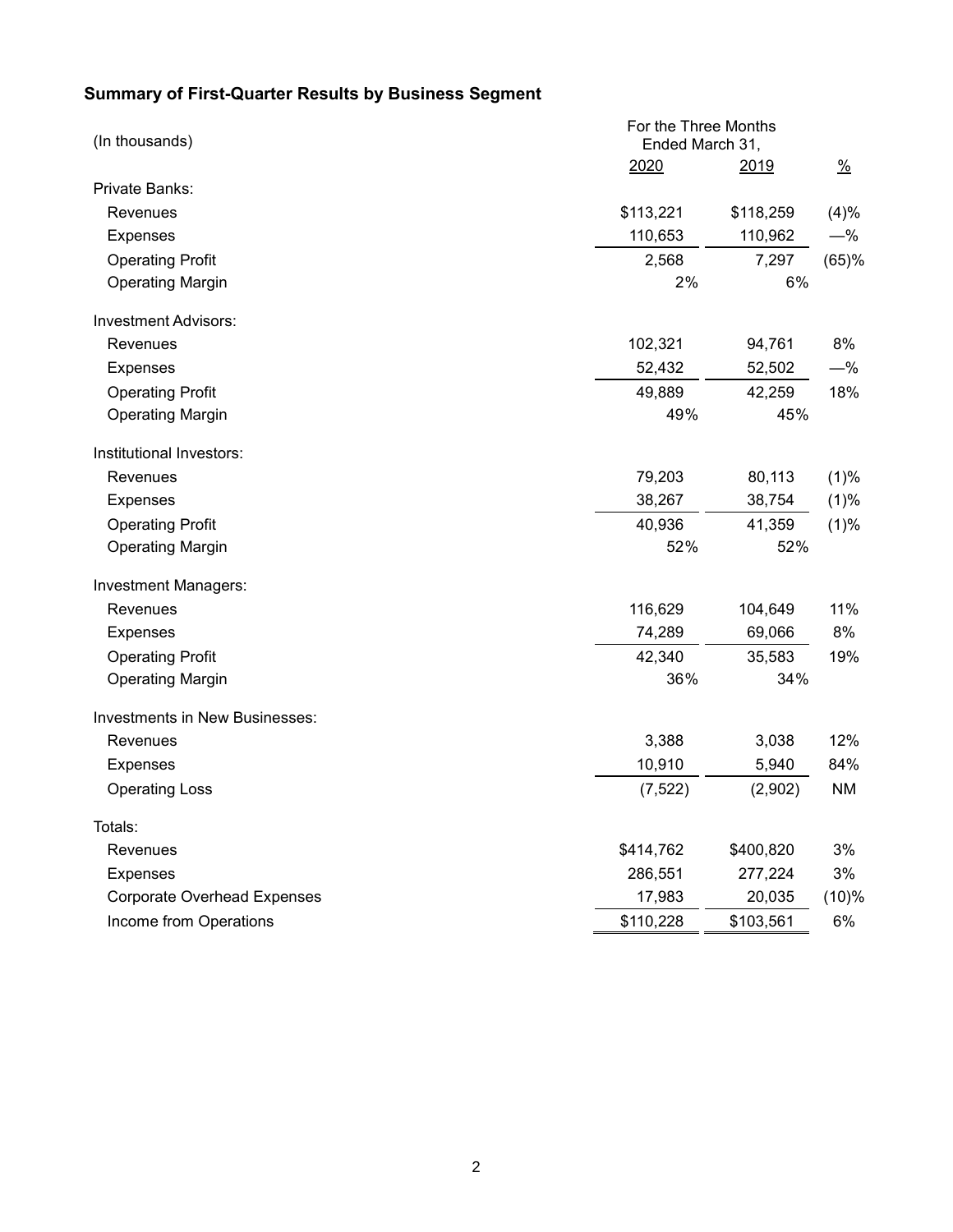## Summary of First-Quarter Results by Business Segment

| (In thousands) | For the Three Months Ended March 31, | | |
|---|---|---|---|
| | 2020 | 2019 | % |
| Private Banks: | | | |
| Revenues | $113,221 | $118,259 | (4)% |
| Expenses | 110,653 | 110,962 | —% |
| Operating Profit | 2,568 | 7,297 | (65)% |
| Operating Margin | 2% | 6% | |
| Investment Advisors: | | | |
| Revenues | 102,321 | 94,761 | 8% |
| Expenses | 52,432 | 52,502 | —% |
| Operating Profit | 49,889 | 42,259 | 18% |
| Operating Margin | 49% | 45% | |
| Institutional Investors: | | | |
| Revenues | 79,203 | 80,113 | (1)% |
| Expenses | 38,267 | 38,754 | (1)% |
| Operating Profit | 40,936 | 41,359 | (1)% |
| Operating Margin | 52% | 52% | |
| Investment Managers: | | | |
| Revenues | 116,629 | 104,649 | 11% |
| Expenses | 74,289 | 69,066 | 8% |
| Operating Profit | 42,340 | 35,583 | 19% |
| Operating Margin | 36% | 34% | |
| Investments in New Businesses: | | | |
| Revenues | 3,388 | 3,038 | 12% |
| Expenses | 10,910 | 5,940 | 84% |
| Operating Loss | (7,522) | (2,902) | NM |
| Totals: | | | |
| Revenues | $414,762 | $400,820 | 3% |
| Expenses | 286,551 | 277,224 | 3% |
| Corporate Overhead Expenses | 17,983 | 20,035 | (10)% |
| Income from Operations | $110,228 | $103,561 | 6% |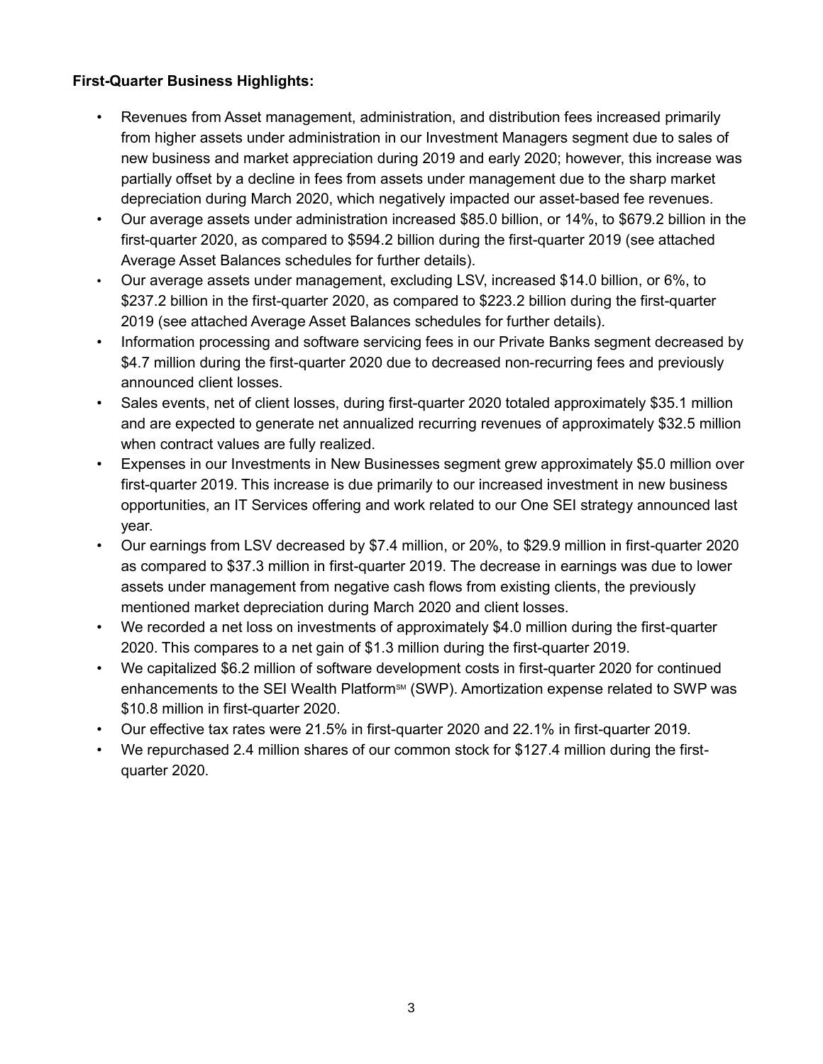**First-Quarter Business Highlights:**

- Revenues from Asset management, administration, and distribution fees increased primarily from higher assets under administration in our Investment Managers segment due to sales of new business and market appreciation during 2019 and early 2020; however, this increase was partially offset by a decline in fees from assets under management due to the sharp market depreciation during March 2020, which negatively impacted our asset-based fee revenues.
- Our average assets under administration increased $85.0 billion, or 14%, to $679.2 billion in the first-quarter 2020, as compared to $594.2 billion during the first-quarter 2019 (see attached Average Asset Balances schedules for further details).
- Our average assets under management, excluding LSV, increased $14.0 billion, or 6%, to $237.2 billion in the first-quarter 2020, as compared to $223.2 billion during the first-quarter 2019 (see attached Average Asset Balances schedules for further details).
- Information processing and software servicing fees in our Private Banks segment decreased by $4.7 million during the first-quarter 2020 due to decreased non-recurring fees and previously announced client losses.
- Sales events, net of client losses, during first-quarter 2020 totaled approximately $35.1 million and are expected to generate net annualized recurring revenues of approximately $32.5 million when contract values are fully realized.
- Expenses in our Investments in New Businesses segment grew approximately $5.0 million over first-quarter 2019. This increase is due primarily to our increased investment in new business opportunities, an IT Services offering and work related to our One SEI strategy announced last year.
- Our earnings from LSV decreased by $7.4 million, or 20%, to $29.9 million in first-quarter 2020 as compared to $37.3 million in first-quarter 2019. The decrease in earnings was due to lower assets under management from negative cash flows from existing clients, the previously mentioned market depreciation during March 2020 and client losses.
- We recorded a net loss on investments of approximately $4.0 million during the first-quarter 2020. This compares to a net gain of $1.3 million during the first-quarter 2019.
- We capitalized $6.2 million of software development costs in first-quarter 2020 for continued enhancements to the SEI Wealth Platform℠ (SWP). Amortization expense related to SWP was $10.8 million in first-quarter 2020.
- Our effective tax rates were 21.5% in first-quarter 2020 and 22.1% in first-quarter 2019.
- We repurchased 2.4 million shares of our common stock for $127.4 million during the first-quarter 2020.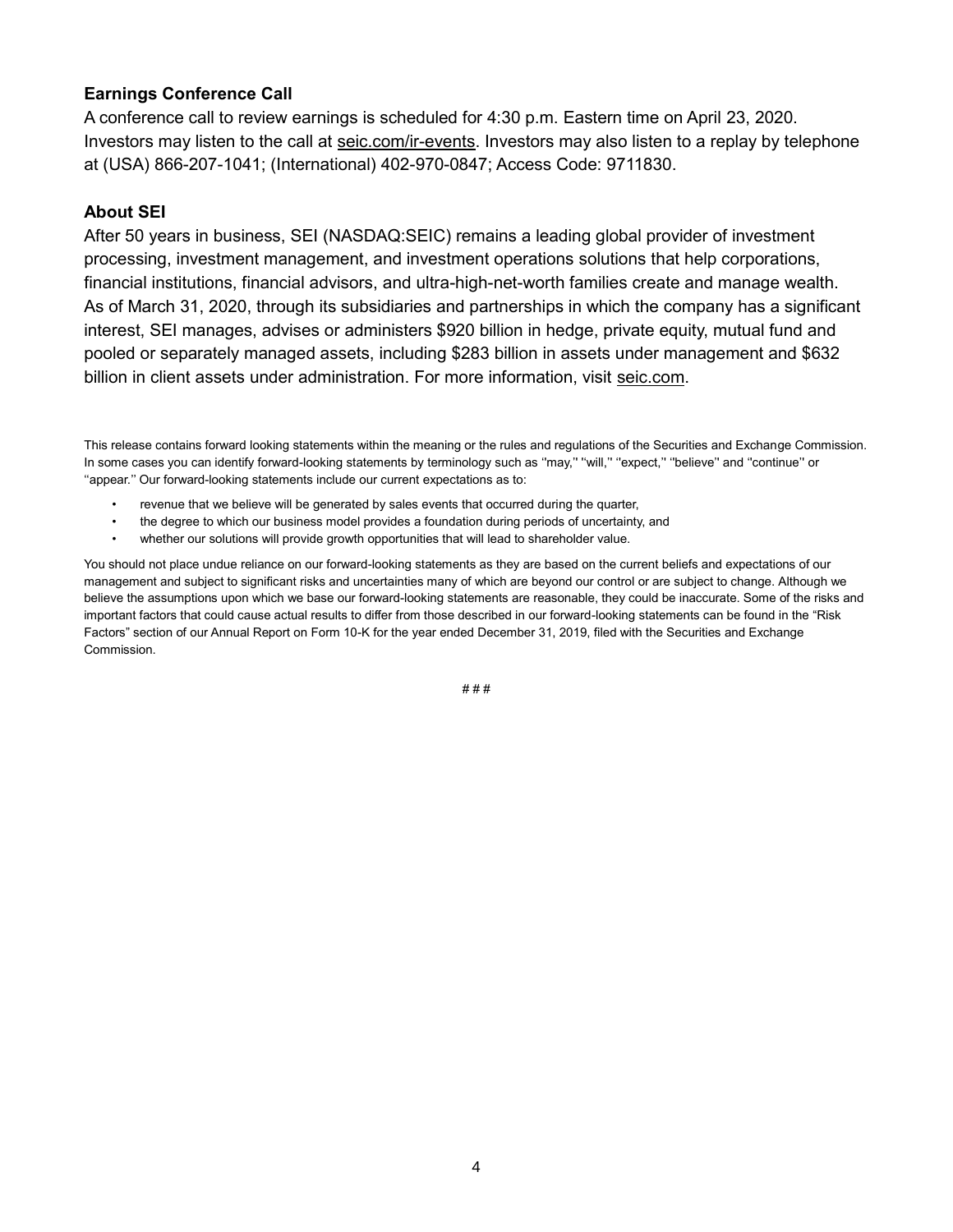## Earnings Conference Call

A conference call to review earnings is scheduled for 4:30 p.m. Eastern time on April 23, 2020. Investors may listen to the call at seic.com/ir-events. Investors may also listen to a replay by telephone at (USA) 866-207-1041; (International) 402-970-0847; Access Code: 9711830.

## About SEI

After 50 years in business, SEI (NASDAQ:SEIC) remains a leading global provider of investment processing, investment management, and investment operations solutions that help corporations, financial institutions, financial advisors, and ultra-high-net-worth families create and manage wealth. As of March 31, 2020, through its subsidiaries and partnerships in which the company has a significant interest, SEI manages, advises or administers $920 billion in hedge, private equity, mutual fund and pooled or separately managed assets, including $283 billion in assets under management and $632 billion in client assets under administration. For more information, visit seic.com.

This release contains forward looking statements within the meaning or the rules and regulations of the Securities and Exchange Commission. In some cases you can identify forward-looking statements by terminology such as ''may,'' ''will,'' ''expect,'' ''believe'' and ''continue'' or ''appear.'' Our forward-looking statements include our current expectations as to:

- revenue that we believe will be generated by sales events that occurred during the quarter,
- the degree to which our business model provides a foundation during periods of uncertainty, and
- whether our solutions will provide growth opportunities that will lead to shareholder value.

You should not place undue reliance on our forward-looking statements as they are based on the current beliefs and expectations of our management and subject to significant risks and uncertainties many of which are beyond our control or are subject to change. Although we believe the assumptions upon which we base our forward-looking statements are reasonable, they could be inaccurate. Some of the risks and important factors that could cause actual results to differ from those described in our forward-looking statements can be found in the "Risk Factors" section of our Annual Report on Form 10-K for the year ended December 31, 2019, filed with the Securities and Exchange Commission.

# # #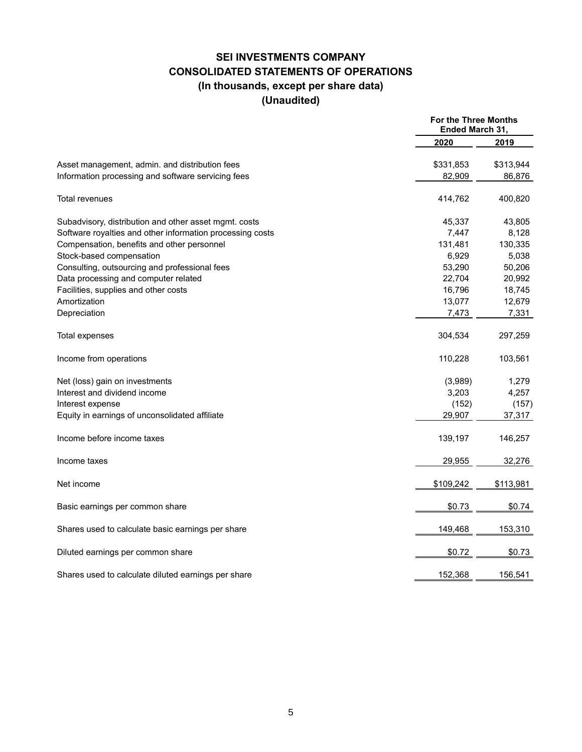# SEI INVESTMENTS COMPANY
## CONSOLIDATED STATEMENTS OF OPERATIONS
### (In thousands, except per share data)
### (Unaudited)

| | For the Three Months Ended March 31, | |
|---|---|---|
| | 2020 | 2019 |
| Asset management, admin. and distribution fees | $331,853 | $313,944 |
| Information processing and software servicing fees | 82,909 | 86,876 |
| Total revenues | 414,762 | 400,820 |
| Subadvisory, distribution and other asset mgmt. costs | 45,337 | 43,805 |
| Software royalties and other information processing costs | 7,447 | 8,128 |
| Compensation, benefits and other personnel | 131,481 | 130,335 |
| Stock-based compensation | 6,929 | 5,038 |
| Consulting, outsourcing and professional fees | 53,290 | 50,206 |
| Data processing and computer related | 22,704 | 20,992 |
| Facilities, supplies and other costs | 16,796 | 18,745 |
| Amortization | 13,077 | 12,679 |
| Depreciation | 7,473 | 7,331 |
| Total expenses | 304,534 | 297,259 |
| Income from operations | 110,228 | 103,561 |
| Net (loss) gain on investments | (3,989) | 1,279 |
| Interest and dividend income | 3,203 | 4,257 |
| Interest expense | (152) | (157) |
| Equity in earnings of unconsolidated affiliate | 29,907 | 37,317 |
| Income before income taxes | 139,197 | 146,257 |
| Income taxes | 29,955 | 32,276 |
| Net income | $109,242 | $113,981 |
| Basic earnings per common share | $0.73 | $0.74 |
| Shares used to calculate basic earnings per share | 149,468 | 153,310 |
| Diluted earnings per common share | $0.72 | $0.73 |
| Shares used to calculate diluted earnings per share | 152,368 | 156,541 |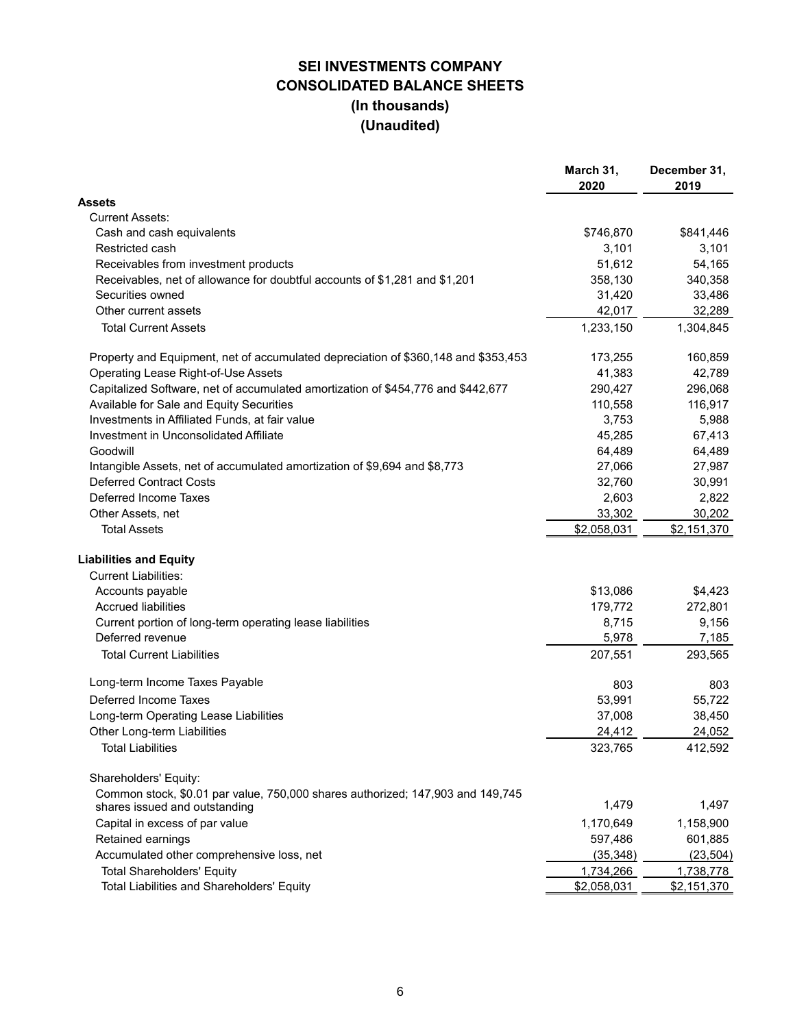# SEI INVESTMENTS COMPANY
## CONSOLIDATED BALANCE SHEETS
### (In thousands)
### (Unaudited)

| | March 31, 2020 | December 31, 2019 |
|---|---|---|
| **Assets** | | |
| Current Assets: | | |
| Cash and cash equivalents | $746,870 | $841,446 |
| Restricted cash | 3,101 | 3,101 |
| Receivables from investment products | 51,612 | 54,165 |
| Receivables, net of allowance for doubtful accounts of $1,281 and $1,201 | 358,130 | 340,358 |
| Securities owned | 31,420 | 33,486 |
| Other current assets | 42,017 | 32,289 |
| Total Current Assets | 1,233,150 | 1,304,845 |
| Property and Equipment, net of accumulated depreciation of $360,148 and $353,453 | 173,255 | 160,859 |
| Operating Lease Right-of-Use Assets | 41,383 | 42,789 |
| Capitalized Software, net of accumulated amortization of $454,776 and $442,677 | 290,427 | 296,068 |
| Available for Sale and Equity Securities | 110,558 | 116,917 |
| Investments in Affiliated Funds, at fair value | 3,753 | 5,988 |
| Investment in Unconsolidated Affiliate | 45,285 | 67,413 |
| Goodwill | 64,489 | 64,489 |
| Intangible Assets, net of accumulated amortization of $9,694 and $8,773 | 27,066 | 27,987 |
| Deferred Contract Costs | 32,760 | 30,991 |
| Deferred Income Taxes | 2,603 | 2,822 |
| Other Assets, net | 33,302 | 30,202 |
| Total Assets | $2,058,031 | $2,151,370 |
| **Liabilities and Equity** | | |
| Current Liabilities: | | |
| Accounts payable | $13,086 | $4,423 |
| Accrued liabilities | 179,772 | 272,801 |
| Current portion of long-term operating lease liabilities | 8,715 | 9,156 |
| Deferred revenue | 5,978 | 7,185 |
| Total Current Liabilities | 207,551 | 293,565 |
| Long-term Income Taxes Payable | 803 | 803 |
| Deferred Income Taxes | 53,991 | 55,722 |
| Long-term Operating Lease Liabilities | 37,008 | 38,450 |
| Other Long-term Liabilities | 24,412 | 24,052 |
| Total Liabilities | 323,765 | 412,592 |
| Shareholders' Equity: | | |
| Common stock, $0.01 par value, 750,000 shares authorized; 147,903 and 149,745 shares issued and outstanding | 1,479 | 1,497 |
| Capital in excess of par value | 1,170,649 | 1,158,900 |
| Retained earnings | 597,486 | 601,885 |
| Accumulated other comprehensive loss, net | (35,348) | (23,504) |
| Total Shareholders' Equity | 1,734,266 | 1,738,778 |
| Total Liabilities and Shareholders' Equity | $2,058,031 | $2,151,370 |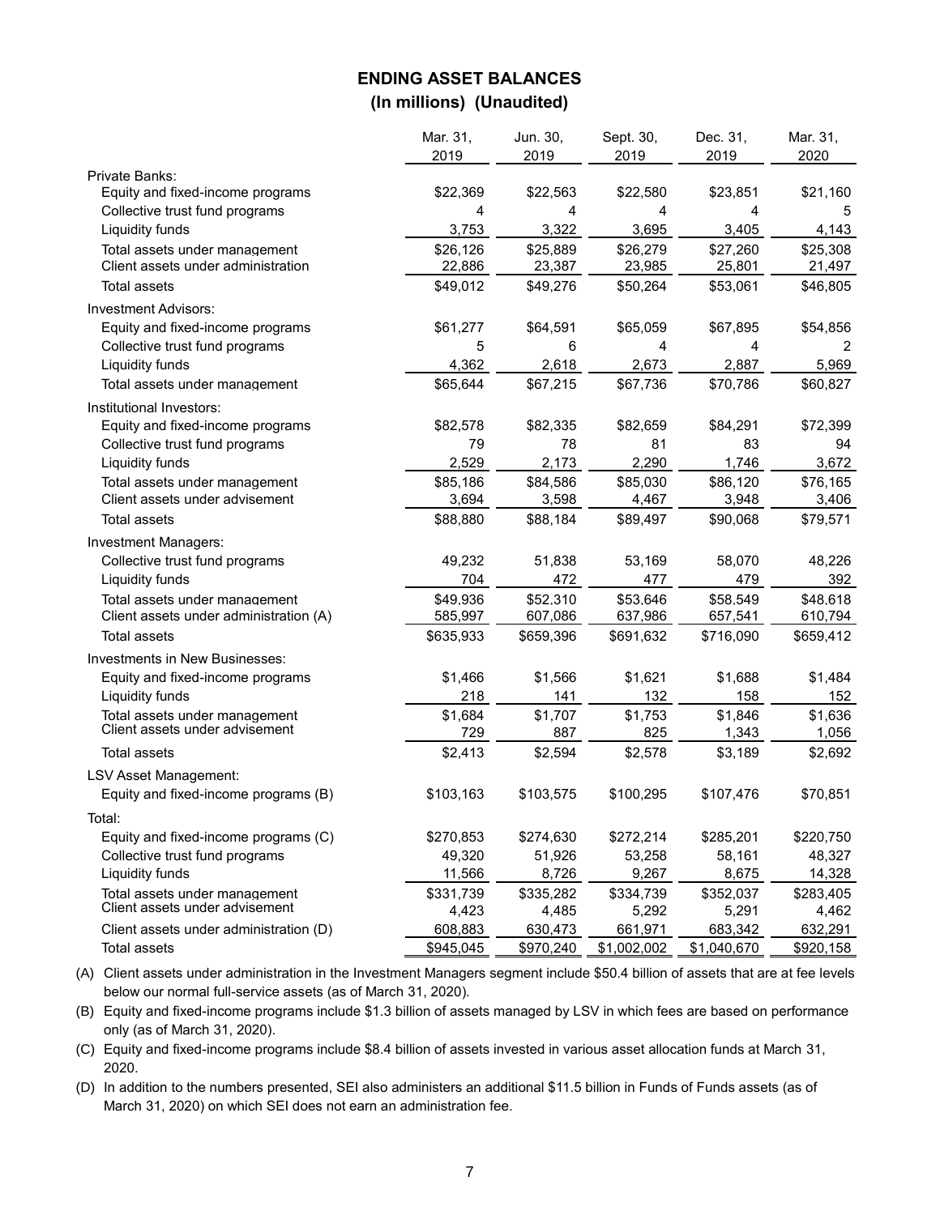## ENDING ASSET BALANCES
### (In millions) (Unaudited)

| | Mar. 31, 2019 | Jun. 30, 2019 | Sept. 30, 2019 | Dec. 31, 2019 | Mar. 31, 2020 |
|---|---|---|---|---|---|
| **Private Banks:** | | | | | |
| Equity and fixed-income programs | $22,369 | $22,563 | $22,580 | $23,851 | $21,160 |
| Collective trust fund programs | 4 | 4 | 4 | 4 | 5 |
| Liquidity funds | 3,753 | 3,322 | 3,695 | 3,405 | 4,143 |
| Total assets under management | $26,126 | $25,889 | $26,279 | $27,260 | $25,308 |
| Client assets under administration | 22,886 | 23,387 | 23,985 | 25,801 | 21,497 |
| Total assets | $49,012 | $49,276 | $50,264 | $53,061 | $46,805 |
| **Investment Advisors:** | | | | | |
| Equity and fixed-income programs | $61,277 | $64,591 | $65,059 | $67,895 | $54,856 |
| Collective trust fund programs | 5 | 6 | 4 | 4 | 2 |
| Liquidity funds | 4,362 | 2,618 | 2,673 | 2,887 | 5,969 |
| Total assets under management | $65,644 | $67,215 | $67,736 | $70,786 | $60,827 |
| **Institutional Investors:** | | | | | |
| Equity and fixed-income programs | $82,578 | $82,335 | $82,659 | $84,291 | $72,399 |
| Collective trust fund programs | 79 | 78 | 81 | 83 | 94 |
| Liquidity funds | 2,529 | 2,173 | 2,290 | 1,746 | 3,672 |
| Total assets under management | $85,186 | $84,586 | $85,030 | $86,120 | $76,165 |
| Client assets under advisement | 3,694 | 3,598 | 4,467 | 3,948 | 3,406 |
| Total assets | $88,880 | $88,184 | $89,497 | $90,068 | $79,571 |
| **Investment Managers:** | | | | | |
| Collective trust fund programs | 49,232 | 51,838 | 53,169 | 58,070 | 48,226 |
| Liquidity funds | 704 | 472 | 477 | 479 | 392 |
| Total assets under management | $49,936 | $52,310 | $53,646 | $58,549 | $48,618 |
| Client assets under administration (A) | 585,997 | 607,086 | 637,986 | 657,541 | 610,794 |
| Total assets | $635,933 | $659,396 | $691,632 | $716,090 | $659,412 |
| **Investments in New Businesses:** | | | | | |
| Equity and fixed-income programs | $1,466 | $1,566 | $1,621 | $1,688 | $1,484 |
| Liquidity funds | 218 | 141 | 132 | 158 | 152 |
| Total assets under management | $1,684 | $1,707 | $1,753 | $1,846 | $1,636 |
| Client assets under advisement | 729 | 887 | 825 | 1,343 | 1,056 |
| Total assets | $2,413 | $2,594 | $2,578 | $3,189 | $2,692 |
| **LSV Asset Management:** | | | | | |
| Equity and fixed-income programs (B) | $103,163 | $103,575 | $100,295 | $107,476 | $70,851 |
| **Total:** | | | | | |
| Equity and fixed-income programs (C) | $270,853 | $274,630 | $272,214 | $285,201 | $220,750 |
| Collective trust fund programs | 49,320 | 51,926 | 53,258 | 58,161 | 48,327 |
| Liquidity funds | 11,566 | 8,726 | 9,267 | 8,675 | 14,328 |
| Total assets under management | $331,739 | $335,282 | $334,739 | $352,037 | $283,405 |
| Client assets under advisement | 4,423 | 4,485 | 5,292 | 5,291 | 4,462 |
| Client assets under administration (D) | 608,883 | 630,473 | 661,971 | 683,342 | 632,291 |
| Total assets | $945,045 | $970,240 | $1,002,002 | $1,040,670 | $920,158 |

(A) Client assets under administration in the Investment Managers segment include $50.4 billion of assets that are at fee levels below our normal full-service assets (as of March 31, 2020).

(B) Equity and fixed-income programs include $1.3 billion of assets managed by LSV in which fees are based on performance only (as of March 31, 2020).

(C) Equity and fixed-income programs include $8.4 billion of assets invested in various asset allocation funds at March 31, 2020.

(D) In addition to the numbers presented, SEI also administers an additional $11.5 billion in Funds of Funds assets (as of March 31, 2020) on which SEI does not earn an administration fee.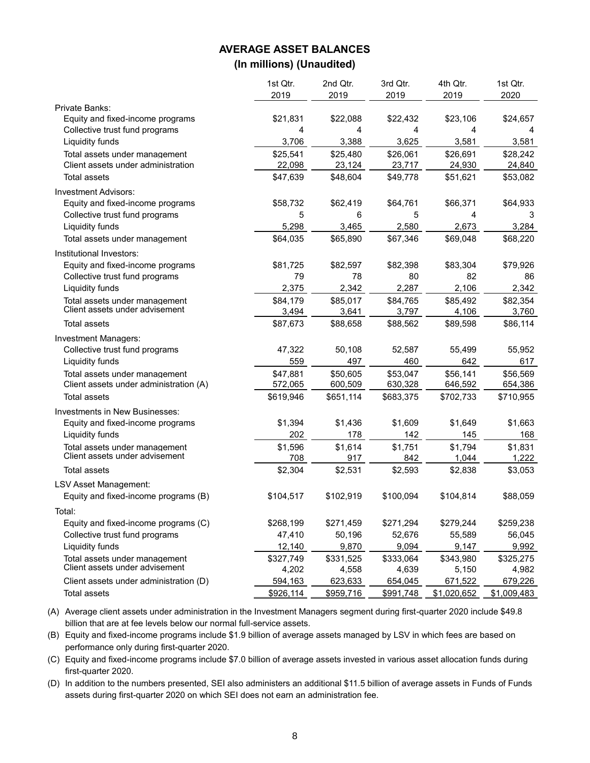## AVERAGE ASSET BALANCES

**(In millions) (Unaudited)**

| | 1st Qtr. 2019 | 2nd Qtr. 2019 | 3rd Qtr. 2019 | 4th Qtr. 2019 | 1st Qtr. 2020 |
|---|---|---|---|---|---|
| Private Banks: | | | | | |
| Equity and fixed-income programs | $21,831 | $22,088 | $22,432 | $23,106 | $24,657 |
| Collective trust fund programs | 4 | 4 | 4 | 4 | 4 |
| Liquidity funds | 3,706 | 3,388 | 3,625 | 3,581 | 3,581 |
| Total assets under management | $25,541 | $25,480 | $26,061 | $26,691 | $28,242 |
| Client assets under administration | 22,098 | 23,124 | 23,717 | 24,930 | 24,840 |
| Total assets | $47,639 | $48,604 | $49,778 | $51,621 | $53,082 |
| Investment Advisors: | | | | | |
| Equity and fixed-income programs | $58,732 | $62,419 | $64,761 | $66,371 | $64,933 |
| Collective trust fund programs | 5 | 6 | 5 | 4 | 3 |
| Liquidity funds | 5,298 | 3,465 | 2,580 | 2,673 | 3,284 |
| Total assets under management | $64,035 | $65,890 | $67,346 | $69,048 | $68,220 |
| Institutional Investors: | | | | | |
| Equity and fixed-income programs | $81,725 | $82,597 | $82,398 | $83,304 | $79,926 |
| Collective trust fund programs | 79 | 78 | 80 | 82 | 86 |
| Liquidity funds | 2,375 | 2,342 | 2,287 | 2,106 | 2,342 |
| Total assets under management | $84,179 | $85,017 | $84,765 | $85,492 | $82,354 |
| Client assets under advisement | 3,494 | 3,641 | 3,797 | 4,106 | 3,760 |
| Total assets | $87,673 | $88,658 | $88,562 | $89,598 | $86,114 |
| Investment Managers: | | | | | |
| Collective trust fund programs | 47,322 | 50,108 | 52,587 | 55,499 | 55,952 |
| Liquidity funds | 559 | 497 | 460 | 642 | 617 |
| Total assets under management | $47,881 | $50,605 | $53,047 | $56,141 | $56,569 |
| Client assets under administration (A) | 572,065 | 600,509 | 630,328 | 646,592 | 654,386 |
| Total assets | $619,946 | $651,114 | $683,375 | $702,733 | $710,955 |
| Investments in New Businesses: | | | | | |
| Equity and fixed-income programs | $1,394 | $1,436 | $1,609 | $1,649 | $1,663 |
| Liquidity funds | 202 | 178 | 142 | 145 | 168 |
| Total assets under management | $1,596 | $1,614 | $1,751 | $1,794 | $1,831 |
| Client assets under advisement | 708 | 917 | 842 | 1,044 | 1,222 |
| Total assets | $2,304 | $2,531 | $2,593 | $2,838 | $3,053 |
| LSV Asset Management: | | | | | |
| Equity and fixed-income programs (B) | $104,517 | $102,919 | $100,094 | $104,814 | $88,059 |
| Total: | | | | | |
| Equity and fixed-income programs (C) | $268,199 | $271,459 | $271,294 | $279,244 | $259,238 |
| Collective trust fund programs | 47,410 | 50,196 | 52,676 | 55,589 | 56,045 |
| Liquidity funds | 12,140 | 9,870 | 9,094 | 9,147 | 9,992 |
| Total assets under management | $327,749 | $331,525 | $333,064 | $343,980 | $325,275 |
| Client assets under advisement | 4,202 | 4,558 | 4,639 | 5,150 | 4,982 |
| Client assets under administration (D) | 594,163 | 623,633 | 654,045 | 671,522 | 679,226 |
| Total assets | $926,114 | $959,716 | $991,748 | $1,020,652 | $1,009,483 |

(A) Average client assets under administration in the Investment Managers segment during first-quarter 2020 include $49.8 billion that are at fee levels below our normal full-service assets.

(B) Equity and fixed-income programs include $1.9 billion of average assets managed by LSV in which fees are based on performance only during first-quarter 2020.

(C) Equity and fixed-income programs include $7.0 billion of average assets invested in various asset allocation funds during first-quarter 2020.

(D) In addition to the numbers presented, SEI also administers an additional $11.5 billion of average assets in Funds of Funds assets during first-quarter 2020 on which SEI does not earn an administration fee.